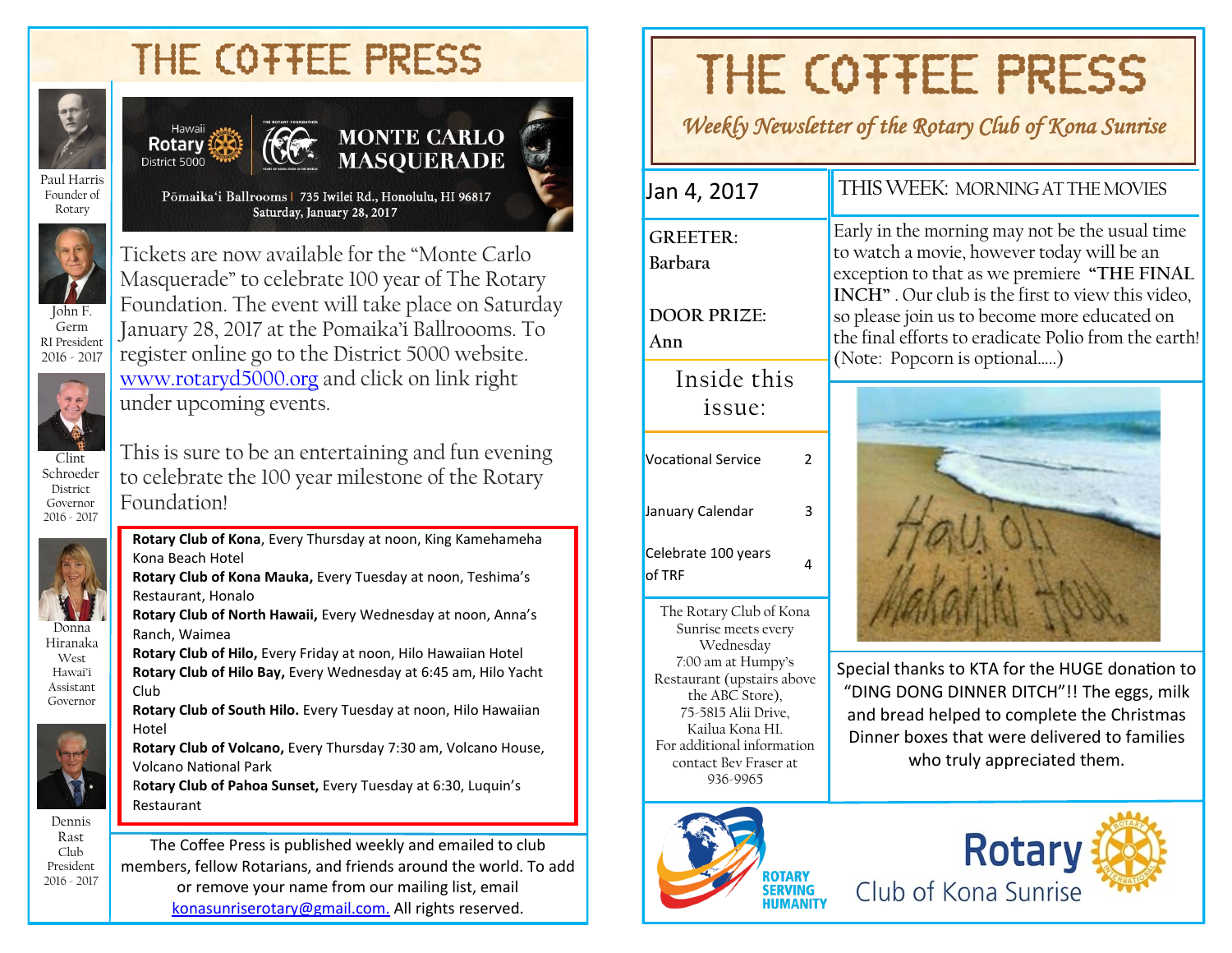# THE COFFEE PRESS

Paul Harris Founder of Rotary

John F. Germ RI President 2016 - 2017

Clint Schroeder District Governor 2016 - 2017

Donna Hiranaka West Hawai'i Assistant Governor

Dennis Rast Club President 2016 - 2017

Hawaii Rotary District 5000

**MONTE CARLO MASQUERADE**

Pōmaika'i Ballrooms | 735 Iwilei Rd., Honolulu, HI 96817
Saturday, January 28, 2017

Tickets are now available for the "Monte Carlo Masquerade" to celebrate 100 year of The Rotary Foundation. The event will take place on Saturday January 28, 2017 at the Pomaika'i Ballrooms. To register online go to the District 5000 website. www.rotaryd5000.org and click on link right under upcoming events.

This is sure to be an entertaining and fun evening to celebrate the 100 year milestone of the Rotary Foundation!

**Rotary Club of Kona**, Every Thursday at noon, King Kamehameha Kona Beach Hotel
**Rotary Club of Kona Mauka,** Every Tuesday at noon, Teshima's Restaurant, Honalo
**Rotary Club of North Hawaii,** Every Wednesday at noon, Anna's Ranch, Waimea
**Rotary Club of Hilo,** Every Friday at noon, Hilo Hawaiian Hotel
**Rotary Club of Hilo Bay,** Every Wednesday at 6:45 am, Hilo Yacht Club
**Rotary Club of South Hilo.** Every Tuesday at noon, Hilo Hawaiian Hotel
**Rotary Club of Volcano,** Every Thursday 7:30 am, Volcano House, Volcano National Park
**Rotary Club of Pahoa Sunset,** Every Tuesday at 6:30, Luquin's Restaurant

The Coffee Press is published weekly and emailed to club members, fellow Rotarians, and friends around the world. To add or remove your name from our mailing list, email konasunriserotary@gmail.com. All rights reserved.

# THE COFFEE PRESS

*Weekly Newsletter of the Rotary Club of Kona Sunrise*

Jan 4, 2017

**GREETER:**
**Barbara**

**DOOR PRIZE:**
**Ann**

## Inside this issue:

| | |
|---|---|
| Vocational Service | 2 |
| January Calendar | 3 |
| Celebrate 100 years of TRF | 4 |

The Rotary Club of Kona Sunrise meets every Wednesday 7:00 am at Humpy's Restaurant (upstairs above the ABC Store), 75-5815 Alii Drive, Kailua Kona HI. For additional information contact Bev Fraser at 936-9965

## THIS WEEK: MORNING AT THE MOVIES

Early in the morning may not be the usual time to watch a movie, however today will be an exception to that as we premiere **"THE FINAL INCH"** . Our club is the first to view this video, so please join us to become more educated on the final efforts to eradicate Polio from the earth! (Note: Popcorn is optional.....)

Special thanks to KTA for the HUGE donation to "DING DONG DINNER DITCH"!! The eggs, milk and bread helped to complete the Christmas Dinner boxes that were delivered to families who truly appreciated them.

ROTARY SERVING HUMANITY

Rotary Club of Kona Sunrise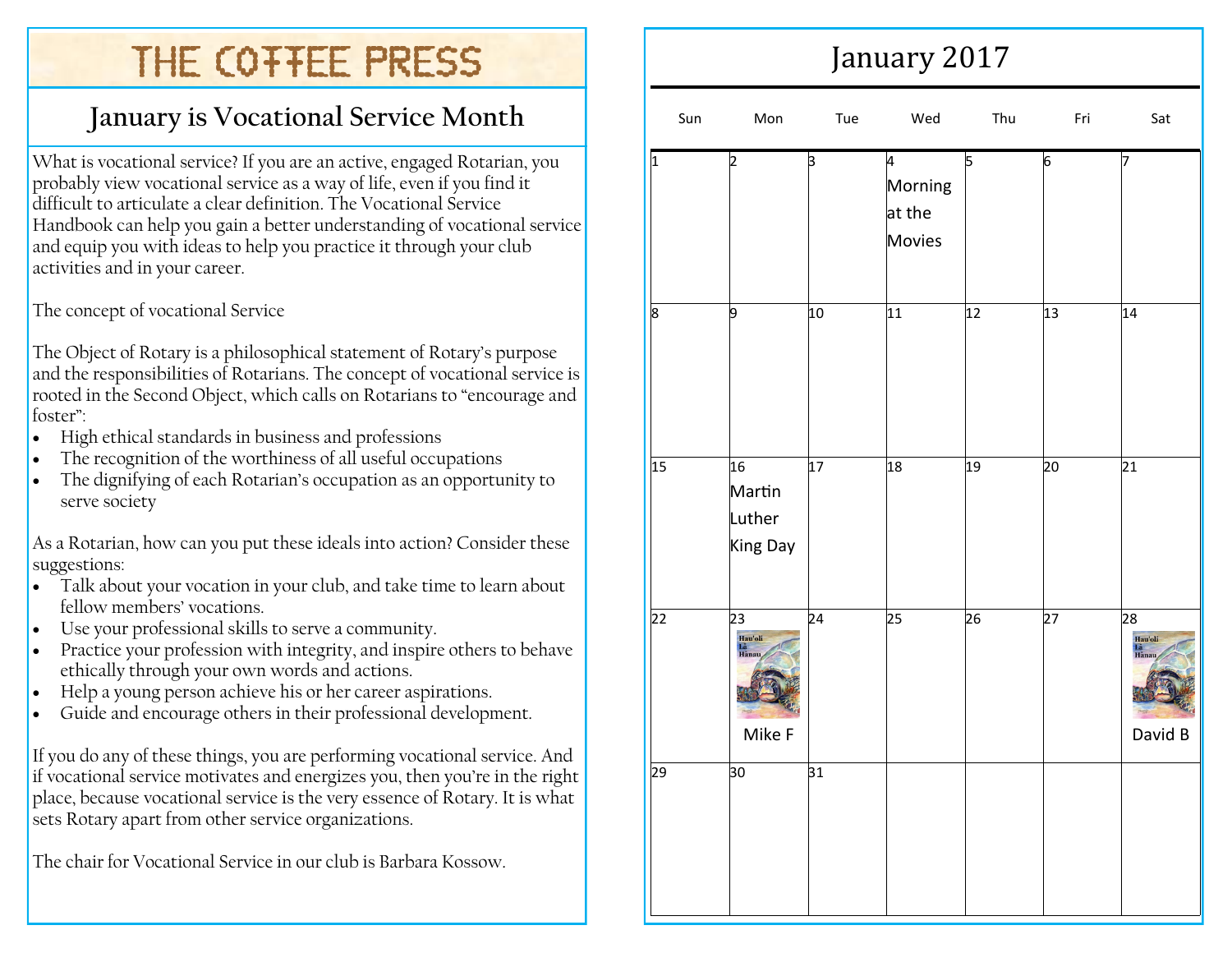# THE COFFEE PRESS

## January is Vocational Service Month

What is vocational service? If you are an active, engaged Rotarian, you probably view vocational service as a way of life, even if you find it difficult to articulate a clear definition. The Vocational Service Handbook can help you gain a better understanding of vocational service and equip you with ideas to help you practice it through your club activities and in your career.

The concept of vocational Service

The Object of Rotary is a philosophical statement of Rotary's purpose and the responsibilities of Rotarians. The concept of vocational service is rooted in the Second Object, which calls on Rotarians to "encourage and foster":

- High ethical standards in business and professions
- The recognition of the worthiness of all useful occupations
- The dignifying of each Rotarian's occupation as an opportunity to serve society

As a Rotarian, how can you put these ideals into action? Consider these suggestions:

- Talk about your vocation in your club, and take time to learn about fellow members' vocations.
- Use your professional skills to serve a community.
- Practice your profession with integrity, and inspire others to behave ethically through your own words and actions.
- Help a young person achieve his or her career aspirations.
- Guide and encourage others in their professional development.

If you do any of these things, you are performing vocational service. And if vocational service motivates and energizes you, then you're in the right place, because vocational service is the very essence of Rotary. It is what sets Rotary apart from other service organizations.

The chair for Vocational Service in our club is Barbara Kossow.

## January 2017

| Sun | Mon | Tue | Wed | Thu | Fri | Sat |
|---|---|---|---|---|---|---|
| 1 | 2 | 3 | 4 Morning at the Movies | 5 | 6 | 7 |
| 8 | 9 | 10 | 11 | 12 | 13 | 14 |
| 15 | 16 Martin Luther King Day | 17 | 18 | 19 | 20 | 21 |
| 22 | 23 Hau'oli Lā Hānau Mike F | 24 | 25 | 26 | 27 | 28 Hau'oli Lā Hānau David B |
| 29 | 30 | 31 | | | | |